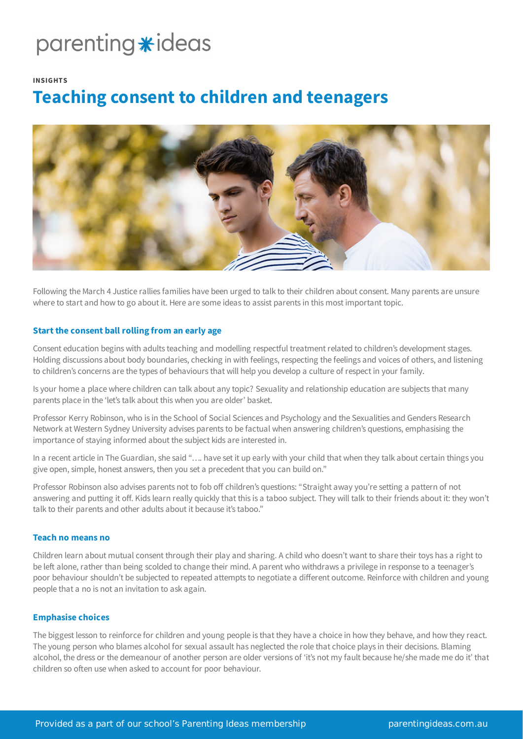parenting✱ideas

INSIGHTS

# Teaching consent to children and teenagers

Following the March 4 Justice rallies families have been urged to talk to their children about consent. Many parents are unsure where to start and how to go about it. Here are some ideas to assist parents in this most important topic.

### Start the consent ball rolling from an early age

Consent education begins with adults teaching and modelling respectful treatment related to children's development stages. Holding discussions about body boundaries, checking in with feelings, respecting the feelings and voices of others, and listening to children's concerns are the types of behaviours that will help you develop a culture of respect in your family.

Is your home a place where children can talk about any topic? Sexuality and relationship education are subjects that many parents place in the 'let's talk about this when you are older' basket.

Professor Kerry Robinson, who is in the School of Social Sciences and Psychology and the Sexualities and Genders Research Network at Western Sydney University advises parents to be factual when answering children's questions, emphasising the importance of staying informed about the subject kids are interested in.

In a recent article in The Guardian, she said "…. have set it up early with your child that when they talk about certain things you give open, simple, honest answers, then you set a precedent that you can build on."

Professor Robinson also advises parents not to fob off children's questions: "Straight away you're setting a pattern of not answering and putting it off. Kids learn really quickly that this is a taboo subject. They will talk to their friends about it: they won't talk to their parents and other adults about it because it's taboo."

### Teach no means no

Children learn about mutual consent through their play and sharing. A child who doesn't want to share their toys has a right to be left alone, rather than being scolded to change their mind. A parent who withdraws a privilege in response to a teenager's poor behaviour shouldn't be subjected to repeated attempts to negotiate a different outcome. Reinforce with children and young people that a no is not an invitation to ask again.

### Emphasise choices

The biggest lesson to reinforce for children and young people is that they have a choice in how they behave, and how they react. The young person who blames alcohol for sexual assault has neglected the role that choice plays in their decisions. Blaming alcohol, the dress or the demeanour of another person are older versions of 'it's not my fault because he/she made me do it' that children so often use when asked to account for poor behaviour.

Provided as a part of our school's Parenting Ideas membership parentingideas.com.au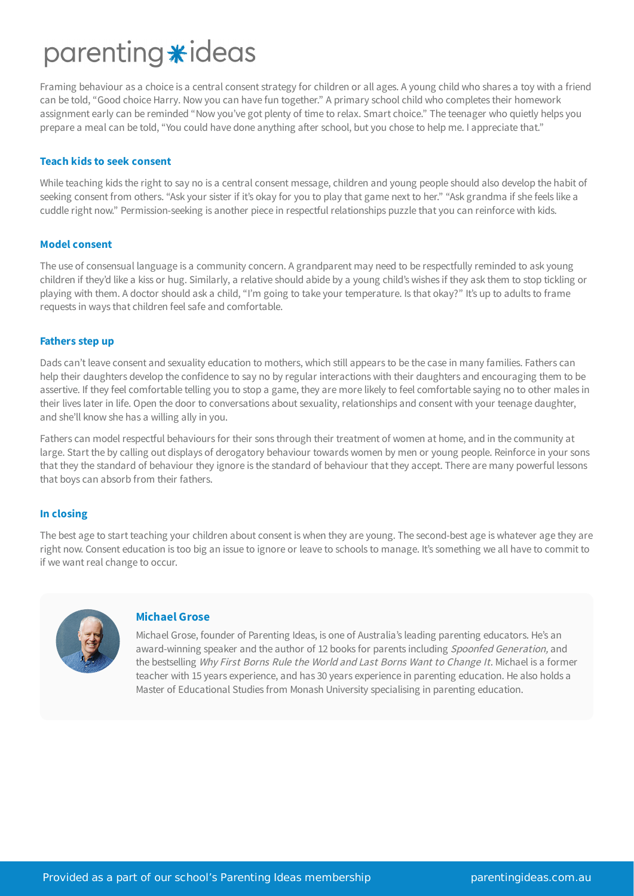Framing behaviour as a choice is a central consent strategy for children or all ages. A young child who shares a toy with a friend can be told, "Good choice Harry. Now you can have fun together." A primary school child who completes their homework assignment early can be reminded "Now you've got plenty of time to relax. Smart choice." The teenager who quietly helps you prepare a meal can be told, "You could have done anything after school, but you chose to help me. I appreciate that."

### Teach kids to seek consent

While teaching kids the right to say no is a central consent message, children and young people should also develop the habit of seeking consent from others. "Ask your sister if it's okay for you to play that game next to her." "Ask grandma if she feels like a cuddle right now." Permission-seeking is another piece in respectful relationships puzzle that you can reinforce with kids.

### Model consent

The use of consensual language is a community concern. A grandparent may need to be respectfully reminded to ask young children if they'd like a kiss or hug. Similarly, a relative should abide by a young child's wishes if they ask them to stop tickling or playing with them. A doctor should ask a child, "I'm going to take your temperature. Is that okay?" It's up to adults to frame requests in ways that children feel safe and comfortable.

### Fathers step up

Dads can't leave consent and sexuality education to mothers, which still appears to be the case in many families. Fathers can help their daughters develop the confidence to say no by regular interactions with their daughters and encouraging them to be assertive. If they feel comfortable telling you to stop a game, they are more likely to feel comfortable saying no to other males in their lives later in life. Open the door to conversations about sexuality, relationships and consent with your teenage daughter, and she'll know she has a willing ally in you.

Fathers can model respectful behaviours for their sons through their treatment of women at home, and in the community at large. Start the by calling out displays of derogatory behaviour towards women by men or young people. Reinforce in your sons that they the standard of behaviour they ignore is the standard of behaviour that they accept. There are many powerful lessons that boys can absorb from their fathers.

### In closing

The best age to start teaching your children about consent is when they are young. The second-best age is whatever age they are right now. Consent education is too big an issue to ignore or leave to schools to manage. It's something we all have to commit to if we want real change to occur.

### Michael Grose

Michael Grose, founder of Parenting Ideas, is one of Australia's leading parenting educators. He's an award-winning speaker and the author of 12 books for parents including *Spoonfed Generation,* and the bestselling *Why First Borns Rule the World and Last Borns Want to Change It*. Michael is a former teacher with 15 years experience, and has 30 years experience in parenting education. He also holds a Master of Educational Studies from Monash University specialising in parenting education.

Provided as a part of our school's Parenting Ideas membership    parentingideas.com.au